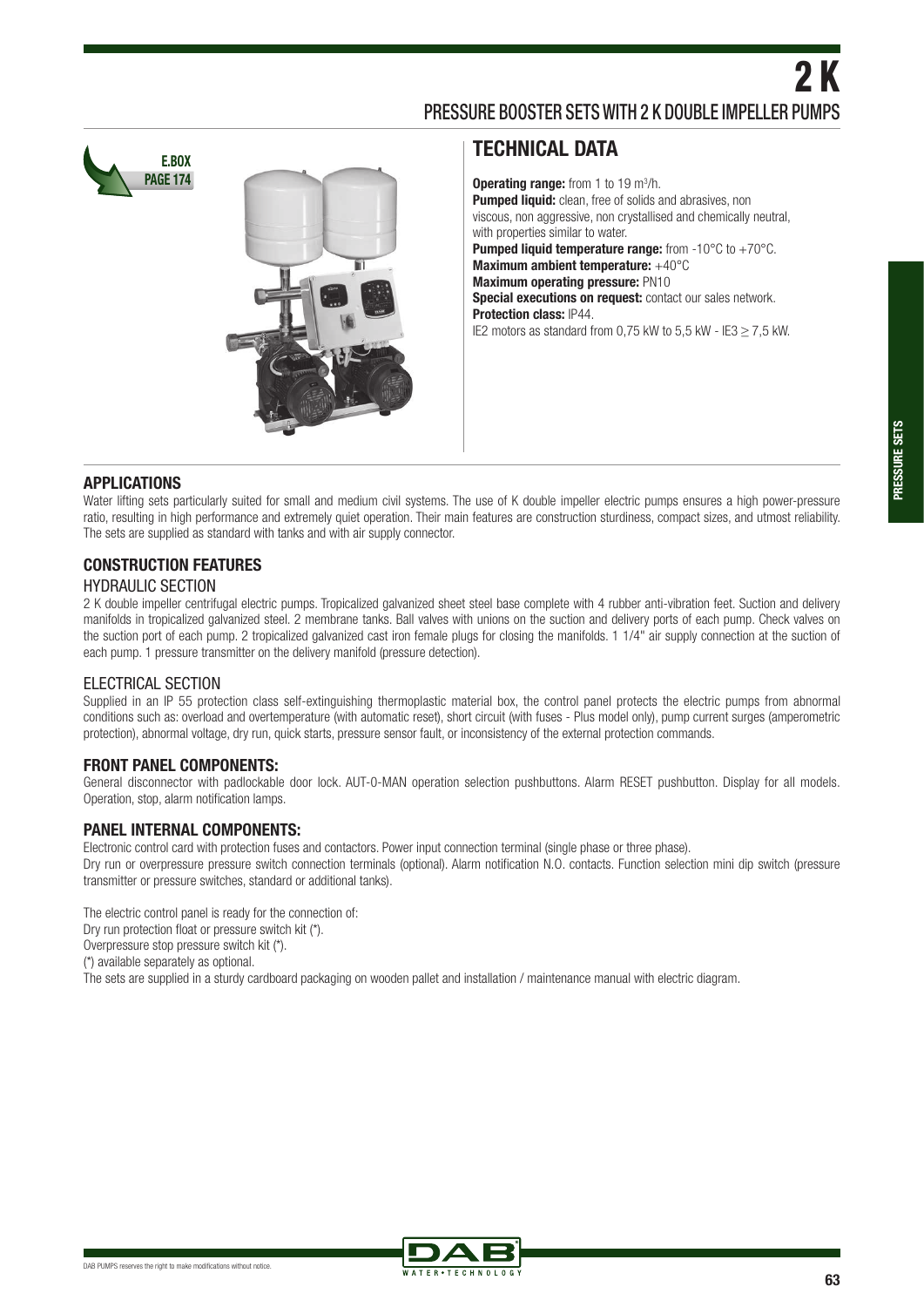# 2 K

## PRESSURE BOOSTER SETS WITH 2 K DOUBLE IMPELLER PUMPS

E.BOX
PAGE 174

## TECHNICAL DATA

**Operating range:** from 1 to 19 m$^3$/h.
**Pumped liquid:** clean, free of solids and abrasives, non viscous, non aggressive, non crystallised and chemically neutral, with properties similar to water.
**Pumped liquid temperature range:** from -10°C to +70°C.
**Maximum ambient temperature:** +40°C
**Maximum operating pressure:** PN10
**Special executions on request:** contact our sales network.
**Protection class:** IP44.
IE2 motors as standard from 0,75 kW to 5,5 kW - IE3 $\geq$ 7,5 kW.

### APPLICATIONS

Water lifting sets particularly suited for small and medium civil systems. The use of K double impeller electric pumps ensures a high power-pressure ratio, resulting in high performance and extremely quiet operation. Their main features are construction sturdiness, compact sizes, and utmost reliability. The sets are supplied as standard with tanks and with air supply connector.

### CONSTRUCTION FEATURES

#### HYDRAULIC SECTION

2 K double impeller centrifugal electric pumps. Tropicalized galvanized sheet steel base complete with 4 rubber anti-vibration feet. Suction and delivery manifolds in tropicalized galvanized steel. 2 membrane tanks. Ball valves with unions on the suction and delivery ports of each pump. Check valves on the suction port of each pump. 2 tropicalized galvanized cast iron female plugs for closing the manifolds. 1 1/4" air supply connection at the suction of each pump. 1 pressure transmitter on the delivery manifold (pressure detection).

#### ELECTRICAL SECTION

Supplied in an IP 55 protection class self-extinguishing thermoplastic material box, the control panel protects the electric pumps from abnormal conditions such as: overload and overtemperature (with automatic reset), short circuit (with fuses - Plus model only), pump current surges (amperometric protection), abnormal voltage, dry run, quick starts, pressure sensor fault, or inconsistency of the external protection commands.

### FRONT PANEL COMPONENTS:

General disconnector with padlockable door lock. AUT-0-MAN operation selection pushbuttons. Alarm RESET pushbutton. Display for all models. Operation, stop, alarm notification lamps.

### PANEL INTERNAL COMPONENTS:

Electronic control card with protection fuses and contactors. Power input connection terminal (single phase or three phase).
Dry run or overpressure pressure switch connection terminals (optional). Alarm notification N.O. contacts. Function selection mini dip switch (pressure transmitter or pressure switches, standard or additional tanks).

The electric control panel is ready for the connection of:
Dry run protection float or pressure switch kit (*).
Overpressure stop pressure switch kit (*).
(*) available separately as optional.
The sets are supplied in a sturdy cardboard packaging on wooden pallet and installation / maintenance manual with electric diagram.

DAB PUMPS reserves the right to make modifications without notice.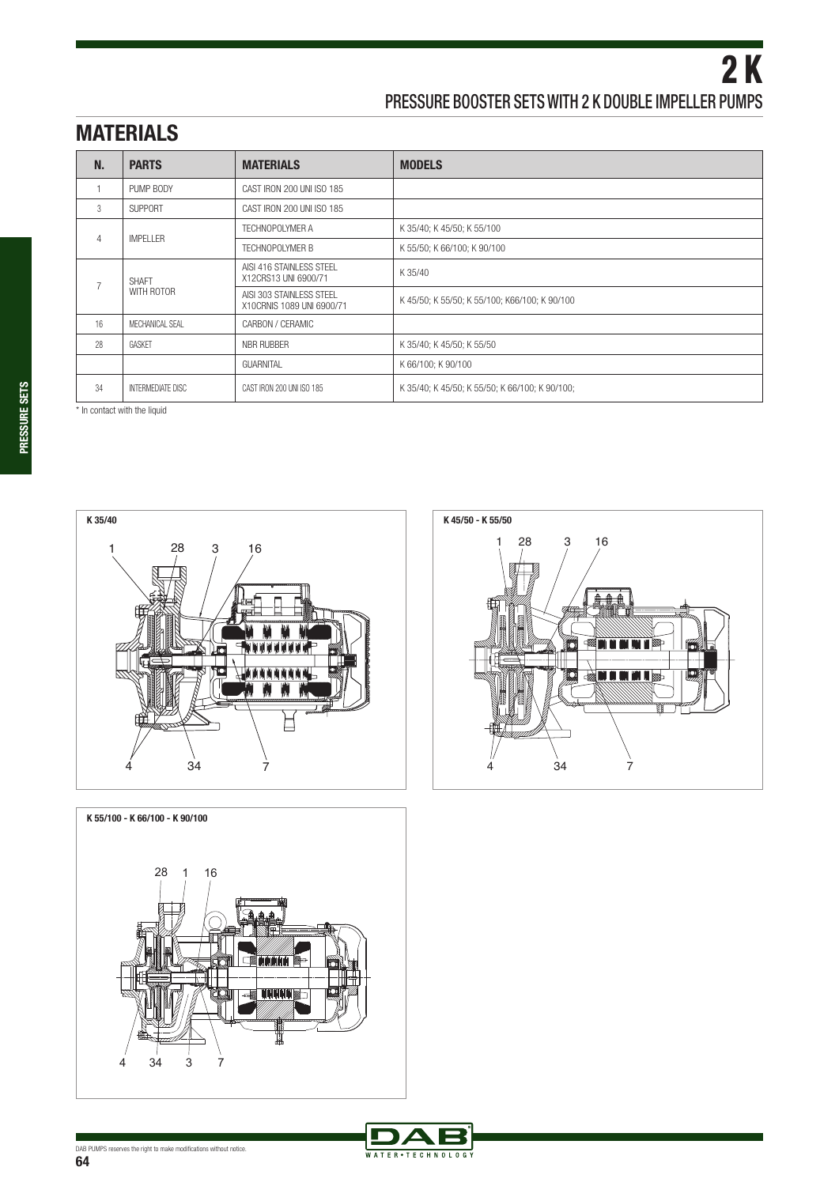# 2 K

## PRESSURE BOOSTER SETS WITH 2 K DOUBLE IMPELLER PUMPS

## MATERIALS

| N. | PARTS | MATERIALS | MODELS |
|---|---|---|---|
| 1 | PUMP BODY | CAST IRON 200 UNI ISO 185 | |
| 3 | SUPPORT | CAST IRON 200 UNI ISO 185 | |
| 4 | IMPELLER | TECHNOPOLYMER A | K 35/40; K 45/50; K 55/100 |
| | | TECHNOPOLYMER B | K 55/50; K 66/100; K 90/100 |
| 7 | SHAFT WITH ROTOR | AISI 416 STAINLESS STEEL X12CRS13 UNI 6900/71 | K 35/40 |
| | | AISI 303 STAINLESS STEEL X10CRNIS 1089 UNI 6900/71 | K 45/50; K 55/50; K 55/100; K66/100; K 90/100 |
| 16 | MECHANICAL SEAL | CARBON / CERAMIC | |
| 28 | GASKET | NBR RUBBER | K 35/40; K 45/50; K 55/50 |
| | | GUARNITAL | K 66/100; K 90/100 |
| 34 | INTERMEDIATE DISC | CAST IRON 200 UNI ISO 185 | K 35/40; K 45/50; K 55/50; K 66/100; K 90/100; |

* In contact with the liquid

**K 35/40**

**K 45/50 - K 55/50**

**K 55/100 - K 66/100 - K 90/100**

DAB PUMPS reserves the right to make modifications without notice.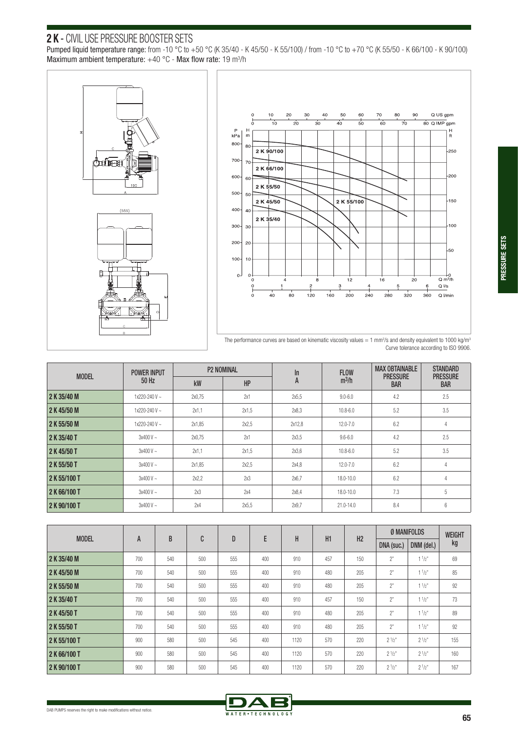## 2 K - CIVIL USE PRESSURE BOOSTER SETS

Pumped liquid temperature range: from -10 °C to +50 °C (K 35/40 - K 45/50 - K 55/100) / from -10 °C to +70 °C (K 55/50 - K 66/100 - K 90/100)
Maximum ambient temperature: +40 °C - Max flow rate: 19 $m^3$/h

H
C
190
A
(555)
E
D
C
B

Q US gpm 0 10 20 30 40 50 60 70 80 90
Q IMP gpm 0 10 20 30 40 50 60 70 80
P kPa 0 100 200 300 400 500 600 700 800
H m 0 10 20 30 40 50 60 70 80
H ft 0 50 100 150 200 250
2 K 90/100
2 K 66/100
2 K 55/50
2 K 45/50
2 K 55/100
2 K 35/40
Q $m^3$/h 0 4 8 12 16 20
Q l/s 0 1 2 3 4 5 6
Q l/min 0 40 80 120 160 200 240 280 320 360

The performance curves are based on kinematic viscosity values = 1 $mm^2$/s and density equivalent to 1000 kg/$m^3$
Curve tolerance according to ISO 9906.

| MODEL | POWER INPUT 50 Hz | P2 NOMINAL | | In A | FLOW $m^3$/h | MAX OBTAINABLE PRESSURE BAR | STANDARD PRESSURE BAR |
|---|---|---|---|---|---|---|---|
| | | kW | HP | | | | |
| 2 K 35/40 M | 1x220-240 V ~ | 2x0,75 | 2x1 | 2x5,5 | 9.0-6.0 | 4.2 | 2.5 |
| 2 K 45/50 M | 1x220-240 V ~ | 2x1,1 | 2x1,5 | 2x8,3 | 10.8-6.0 | 5.2 | 3.5 |
| 2 K 55/50 M | 1x220-240 V ~ | 2x1,85 | 2x2,5 | 2x12,8 | 12.0-7.0 | 6.2 | 4 |
| 2 K 35/40 T | 3x400 V ~ | 2x0,75 | 2x1 | 2x3,5 | 9.6-6.0 | 4.2 | 2.5 |
| 2 K 45/50 T | 3x400 V ~ | 2x1,1 | 2x1,5 | 2x3,6 | 10.8-6.0 | 5.2 | 3.5 |
| 2 K 55/50 T | 3x400 V ~ | 2x1,85 | 2x2,5 | 2x4,8 | 12.0-7.0 | 6.2 | 4 |
| 2 K 55/100 T | 3x400 V ~ | 2x2,2 | 2x3 | 2x6,7 | 18.0-10.0 | 6.2 | 4 |
| 2 K 66/100 T | 3x400 V ~ | 2x3 | 2x4 | 2x8,4 | 18.0-10.0 | 7.3 | 5 |
| 2 K 90/100 T | 3x400 V ~ | 2x4 | 2x5,5 | 2x9,7 | 21.0-14.0 | 8.4 | 6 |

| MODEL | A | B | C | D | E | H | H1 | H2 | Ø MANIFOLDS | | WEIGHT kg |
|---|---|---|---|---|---|---|---|---|---|---|---|
| | | | | | | | | | DNA (suc.) | DNM (del.) | |
| 2 K 35/40 M | 700 | 540 | 500 | 555 | 400 | 910 | 457 | 150 | 2" | 1 1/2" | 69 |
| 2 K 45/50 M | 700 | 540 | 500 | 555 | 400 | 910 | 480 | 205 | 2" | 1 1/2" | 85 |
| 2 K 55/50 M | 700 | 540 | 500 | 555 | 400 | 910 | 480 | 205 | 2" | 1 1/2" | 92 |
| 2 K 35/40 T | 700 | 540 | 500 | 555 | 400 | 910 | 457 | 150 | 2" | 1 1/2" | 73 |
| 2 K 45/50 T | 700 | 540 | 500 | 555 | 400 | 910 | 480 | 205 | 2" | 1 1/2" | 89 |
| 2 K 55/50 T | 700 | 540 | 500 | 555 | 400 | 910 | 480 | 205 | 2" | 1 1/2" | 92 |
| 2 K 55/100 T | 900 | 580 | 500 | 545 | 400 | 1120 | 570 | 220 | 2 1/2" | 2 1/2" | 155 |
| 2 K 66/100 T | 900 | 580 | 500 | 545 | 400 | 1120 | 570 | 220 | 2 1/2" | 2 1/2" | 160 |
| 2 K 90/100 T | 900 | 580 | 500 | 545 | 400 | 1120 | 570 | 220 | 2 1/2" | 2 1/2" | 167 |

DAB PUMPS reserves the right to make modifications without notice.